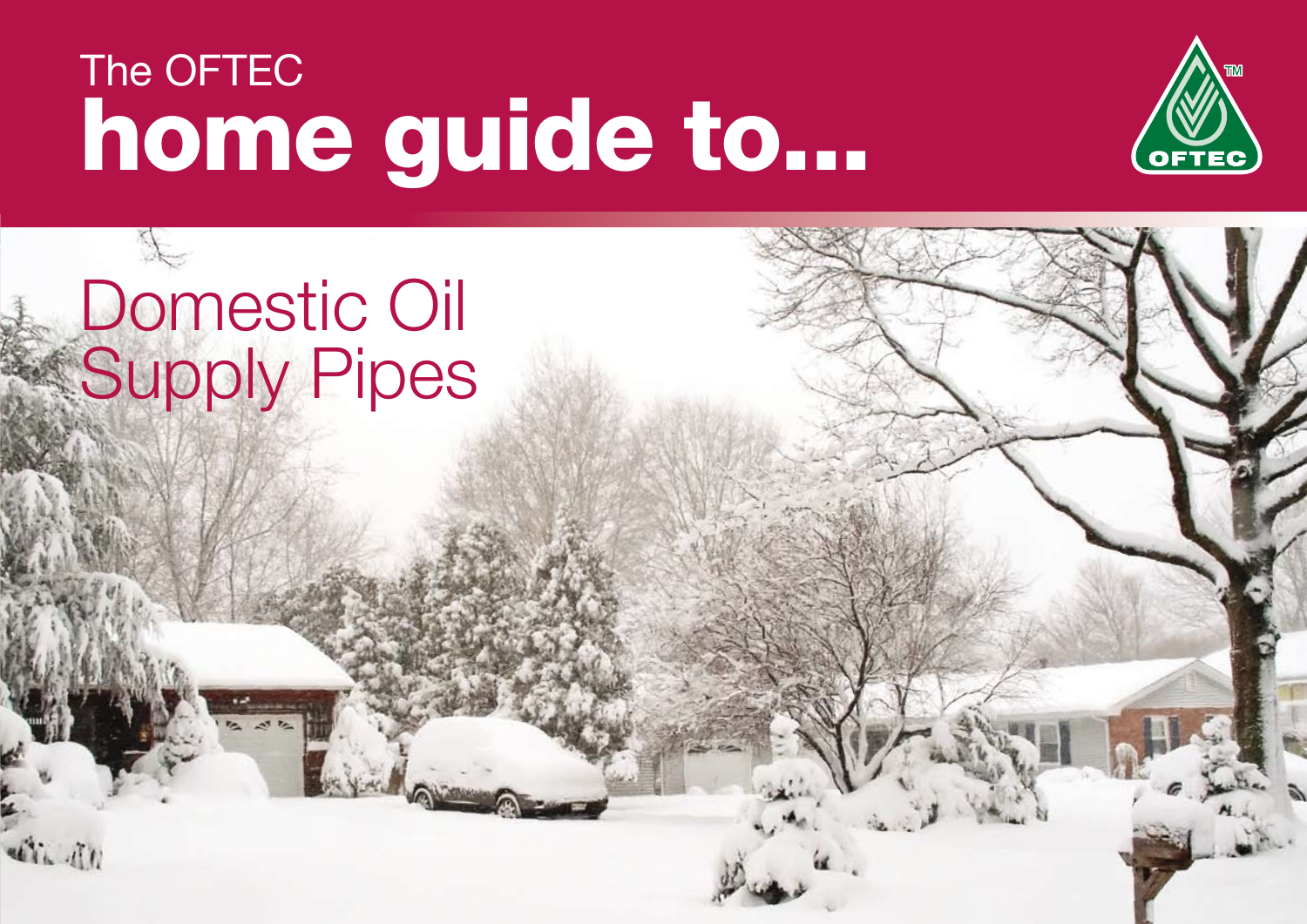The OFTEC

# home guide to...

OFTEC

## Domestic Oil Supply Pipes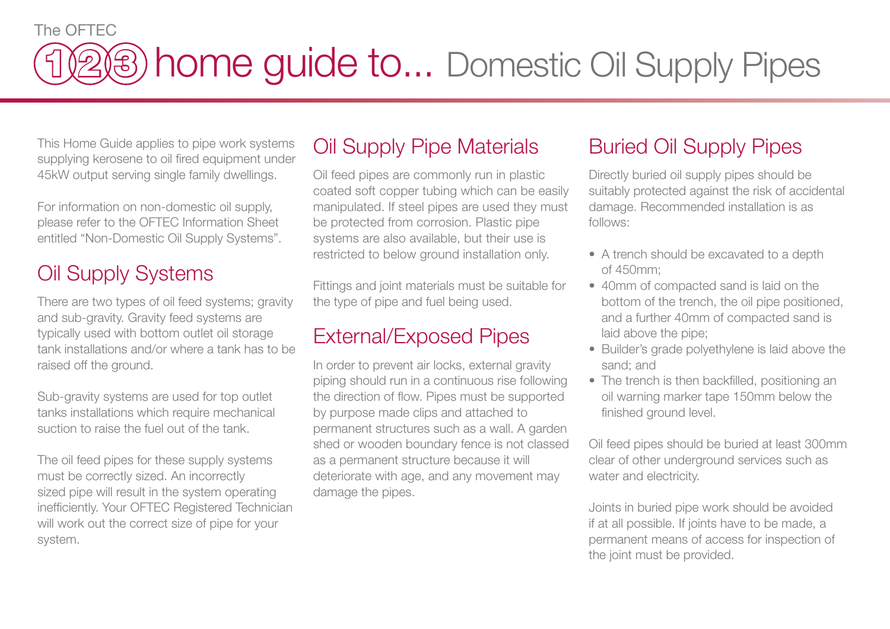The OFTEC

# 123 home guide to... Domestic Oil Supply Pipes

This Home Guide applies to pipe work systems supplying kerosene to oil fired equipment under 45kW output serving single family dwellings.

For information on non-domestic oil supply, please refer to the OFTEC Information Sheet entitled "Non-Domestic Oil Supply Systems".

## Oil Supply Systems

There are two types of oil feed systems; gravity and sub-gravity. Gravity feed systems are typically used with bottom outlet oil storage tank installations and/or where a tank has to be raised off the ground.

Sub-gravity systems are used for top outlet tanks installations which require mechanical suction to raise the fuel out of the tank.

The oil feed pipes for these supply systems must be correctly sized. An incorrectly sized pipe will result in the system operating inefficiently. Your OFTEC Registered Technician will work out the correct size of pipe for your system.

## Oil Supply Pipe Materials

Oil feed pipes are commonly run in plastic coated soft copper tubing which can be easily manipulated. If steel pipes are used they must be protected from corrosion. Plastic pipe systems are also available, but their use is restricted to below ground installation only.

Fittings and joint materials must be suitable for the type of pipe and fuel being used.

## External/Exposed Pipes

In order to prevent air locks, external gravity piping should run in a continuous rise following the direction of flow. Pipes must be supported by purpose made clips and attached to permanent structures such as a wall. A garden shed or wooden boundary fence is not classed as a permanent structure because it will deteriorate with age, and any movement may damage the pipes.

## Buried Oil Supply Pipes

Directly buried oil supply pipes should be suitably protected against the risk of accidental damage. Recommended installation is as follows:

- A trench should be excavated to a depth of 450mm;
- 40mm of compacted sand is laid on the bottom of the trench, the oil pipe positioned, and a further 40mm of compacted sand is laid above the pipe;
- Builder's grade polyethylene is laid above the sand; and
- The trench is then backfilled, positioning an oil warning marker tape 150mm below the finished ground level.

Oil feed pipes should be buried at least 300mm clear of other underground services such as water and electricity.

Joints in buried pipe work should be avoided if at all possible. If joints have to be made, a permanent means of access for inspection of the joint must be provided.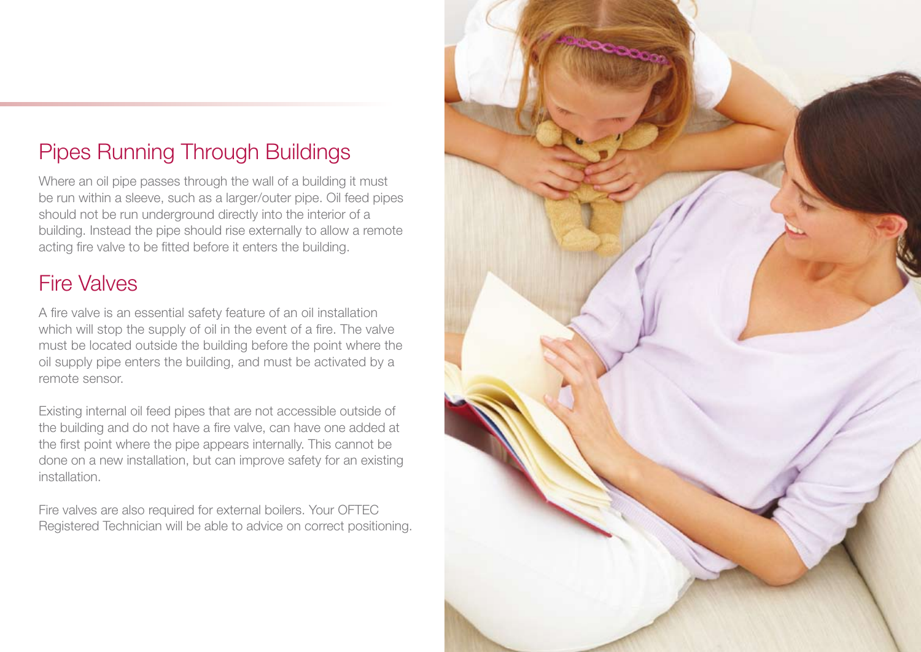## Pipes Running Through Buildings

Where an oil pipe passes through the wall of a building it must be run within a sleeve, such as a larger/outer pipe. Oil feed pipes should not be run underground directly into the interior of a building. Instead the pipe should rise externally to allow a remote acting fire valve to be fitted before it enters the building.

## Fire Valves

A fire valve is an essential safety feature of an oil installation which will stop the supply of oil in the event of a fire. The valve must be located outside the building before the point where the oil supply pipe enters the building, and must be activated by a remote sensor.

Existing internal oil feed pipes that are not accessible outside of the building and do not have a fire valve, can have one added at the first point where the pipe appears internally. This cannot be done on a new installation, but can improve safety for an existing installation.

Fire valves are also required for external boilers. Your OFTEC Registered Technician will be able to advice on correct positioning.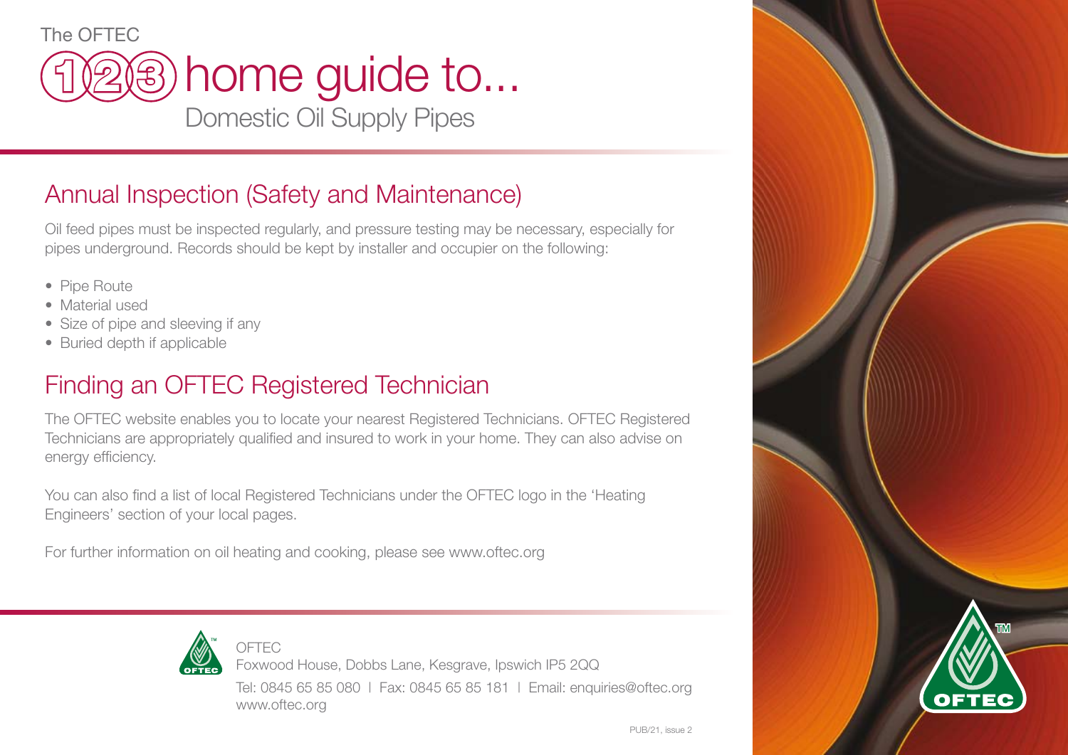The OFTEC

# 123 home guide to...

Domestic Oil Supply Pipes

## Annual Inspection (Safety and Maintenance)

Oil feed pipes must be inspected regularly, and pressure testing may be necessary, especially for pipes underground. Records should be kept by installer and occupier on the following:

- Pipe Route
- Material used
- Size of pipe and sleeving if any
- Buried depth if applicable

## Finding an OFTEC Registered Technician

The OFTEC website enables you to locate your nearest Registered Technicians. OFTEC Registered Technicians are appropriately qualified and insured to work in your home. They can also advise on energy efficiency.

You can also find a list of local Registered Technicians under the OFTEC logo in the 'Heating Engineers' section of your local pages.

For further information on oil heating and cooking, please see www.oftec.org

OFTEC
Foxwood House, Dobbs Lane, Kesgrave, Ipswich IP5 2QQ
Tel: 0845 65 85 080 | Fax: 0845 65 85 181 | Email: enquiries@oftec.org
www.oftec.org

PUB/21, issue 2